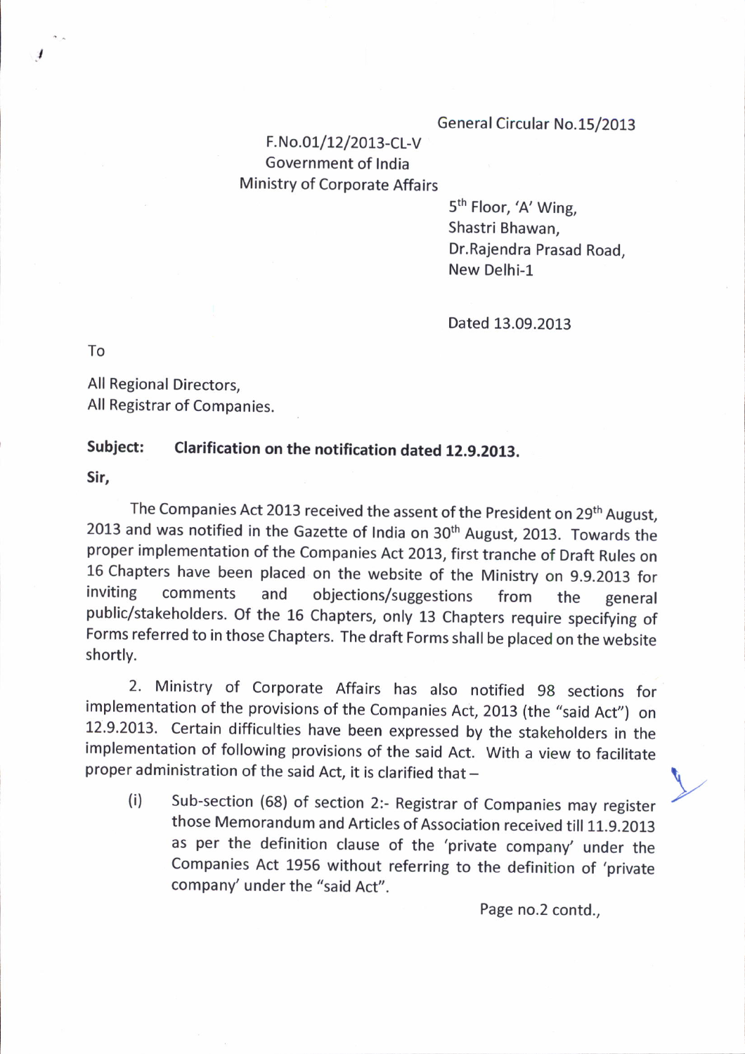General Circular No.15/2013

F.No.01/12/2013-CL-V
Government of India
Ministry of Corporate Affairs

5th Floor, 'A' Wing,
Shastri Bhawan,
Dr.Rajendra Prasad Road,
New Delhi-1

Dated 13.09.2013

To

All Regional Directors,
All Registrar of Companies.

**Subject: Clarification on the notification dated 12.9.2013.**

**Sir,**

The Companies Act 2013 received the assent of the President on 29th August, 2013 and was notified in the Gazette of India on 30th August, 2013. Towards the proper implementation of the Companies Act 2013, first tranche of Draft Rules on 16 Chapters have been placed on the website of the Ministry on 9.9.2013 for inviting comments and objections/suggestions from the general public/stakeholders. Of the 16 Chapters, only 13 Chapters require specifying of Forms referred to in those Chapters. The draft Forms shall be placed on the website shortly.

2. Ministry of Corporate Affairs has also notified 98 sections for implementation of the provisions of the Companies Act, 2013 (the "said Act") on 12.9.2013. Certain difficulties have been expressed by the stakeholders in the implementation of following provisions of the said Act. With a view to facilitate proper administration of the said Act, it is clarified that –

(i) Sub-section (68) of section 2:- Registrar of Companies may register those Memorandum and Articles of Association received till 11.9.2013 as per the definition clause of the 'private company' under the Companies Act 1956 without referring to the definition of 'private company' under the "said Act".

Page no.2 contd.,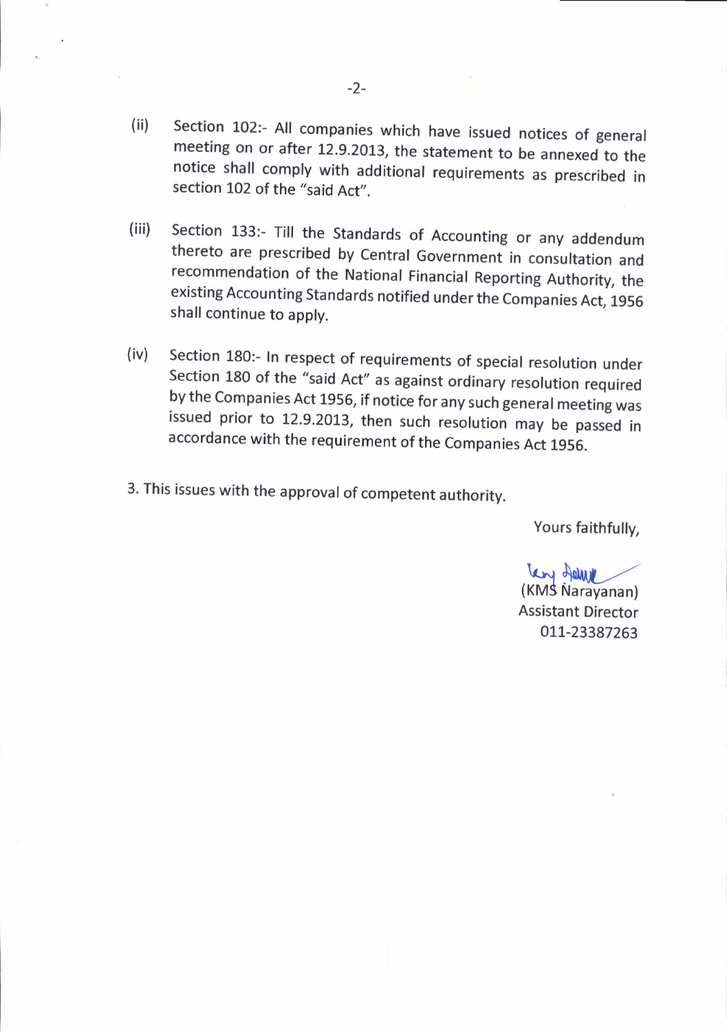(ii) Section 102:- All companies which have issued notices of general meeting on or after 12.9.2013, the statement to be annexed to the notice shall comply with additional requirements as prescribed in section 102 of the "said Act".

(iii) Section 133:- Till the Standards of Accounting or any addendum thereto are prescribed by Central Government in consultation and recommendation of the National Financial Reporting Authority, the existing Accounting Standards notified under the Companies Act, 1956 shall continue to apply.

(iv) Section 180:- In respect of requirements of special resolution under Section 180 of the "said Act" as against ordinary resolution required by the Companies Act 1956, if notice for any such general meeting was issued prior to 12.9.2013, then such resolution may be passed in accordance with the requirement of the Companies Act 1956.

3. This issues with the approval of competent authority.

Yours faithfully,

(KMS Narayanan)
Assistant Director
011-23387263